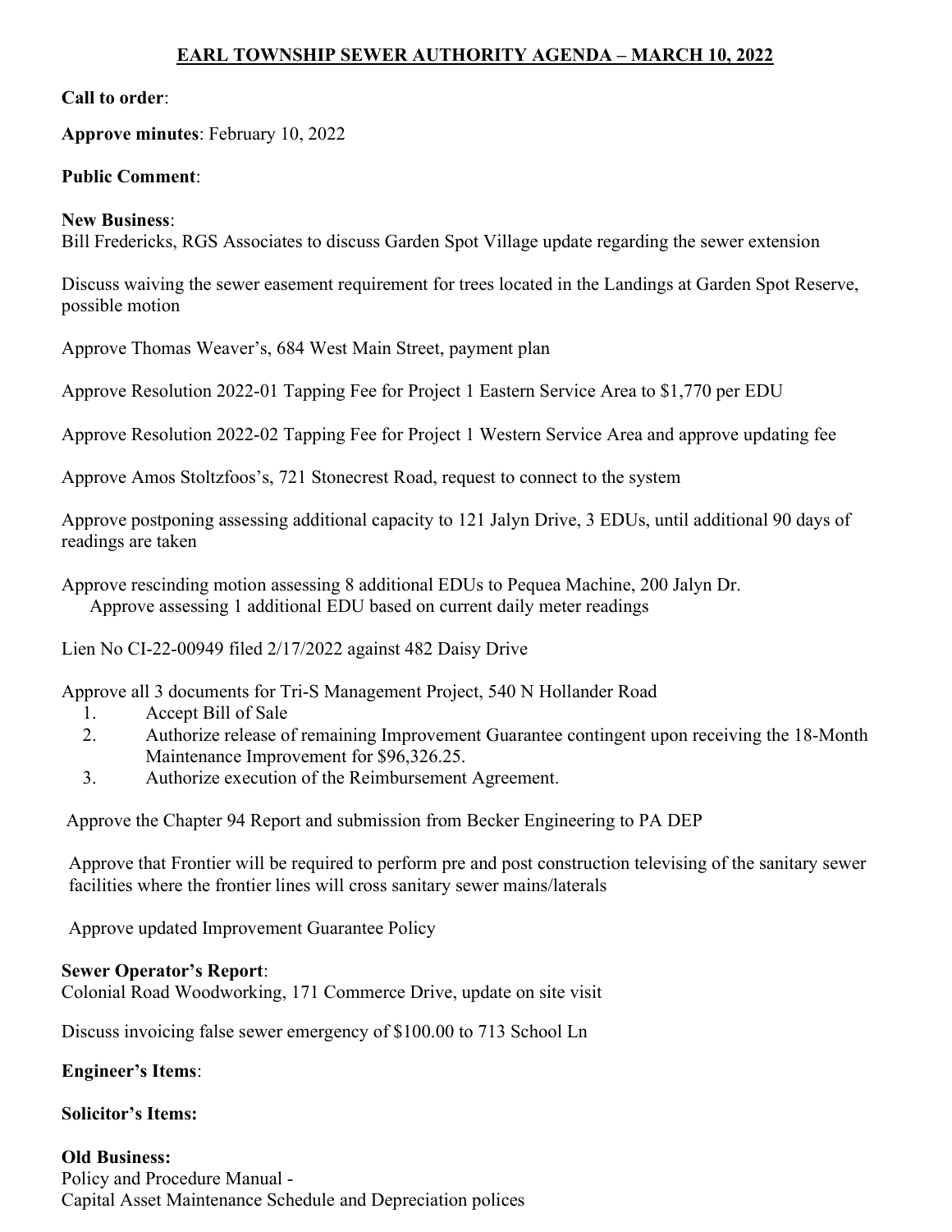# EARL TOWNSHIP SEWER AUTHORITY AGENDA – MARCH 10, 2022

**Call to order**:

**Approve minutes**: February 10, 2022

**Public Comment**:

**New Business**:
Bill Fredericks, RGS Associates to discuss Garden Spot Village update regarding the sewer extension

Discuss waiving the sewer easement requirement for trees located in the Landings at Garden Spot Reserve, possible motion

Approve Thomas Weaver's, 684 West Main Street, payment plan

Approve Resolution 2022-01 Tapping Fee for Project 1 Eastern Service Area to $1,770 per EDU

Approve Resolution 2022-02 Tapping Fee for Project 1 Western Service Area and approve updating fee

Approve Amos Stoltzfoos's, 721 Stonecrest Road, request to connect to the system

Approve postponing assessing additional capacity to 121 Jalyn Drive, 3 EDUs, until additional 90 days of readings are taken

Approve rescinding motion assessing 8 additional EDUs to Pequea Machine, 200 Jalyn Dr.
  Approve assessing 1 additional EDU based on current daily meter readings

Lien No CI-22-00949 filed 2/17/2022 against 482 Daisy Drive

Approve all 3 documents for Tri-S Management Project, 540 N Hollander Road

1. Accept Bill of Sale
2. Authorize release of remaining Improvement Guarantee contingent upon receiving the 18-Month Maintenance Improvement for $96,326.25.
3. Authorize execution of the Reimbursement Agreement.

Approve the Chapter 94 Report and submission from Becker Engineering to PA DEP

Approve that Frontier will be required to perform pre and post construction televising of the sanitary sewer facilities where the frontier lines will cross sanitary sewer mains/laterals

Approve updated Improvement Guarantee Policy

**Sewer Operator's Report**:
Colonial Road Woodworking, 171 Commerce Drive, update on site visit

Discuss invoicing false sewer emergency of $100.00 to 713 School Ln

**Engineer's Items**:

**Solicitor's Items:**

**Old Business:**
Policy and Procedure Manual -
Capital Asset Maintenance Schedule and Depreciation polices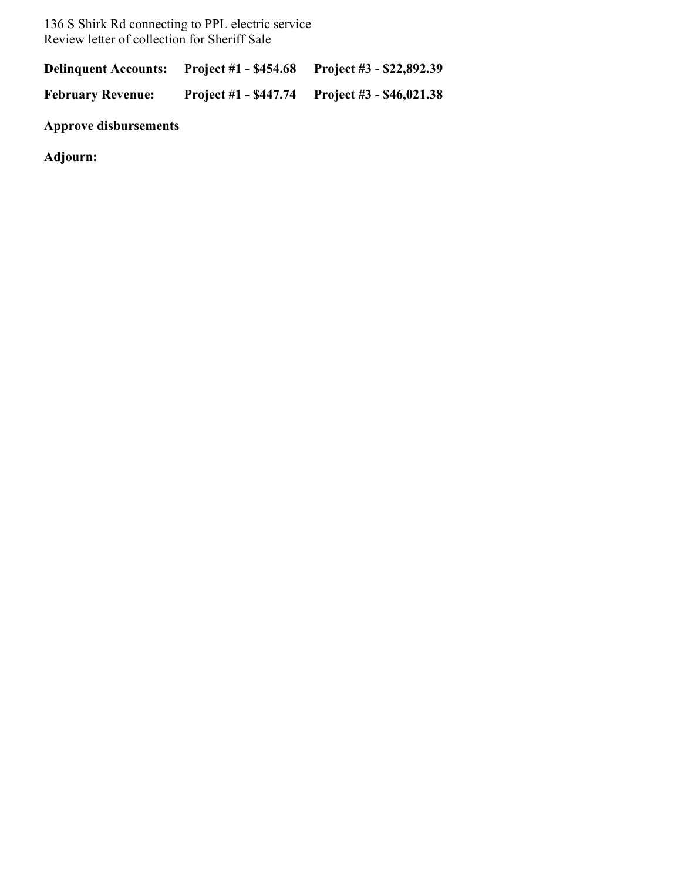136 S Shirk Rd connecting to PPL electric service
Review letter of collection for Sheriff Sale

**Delinquent Accounts:** **Project #1 - $454.68** **Project #3 - $22,892.39**

**February Revenue:** **Project #1 - $447.74** **Project #3 - $46,021.38**

**Approve disbursements**

**Adjourn:**